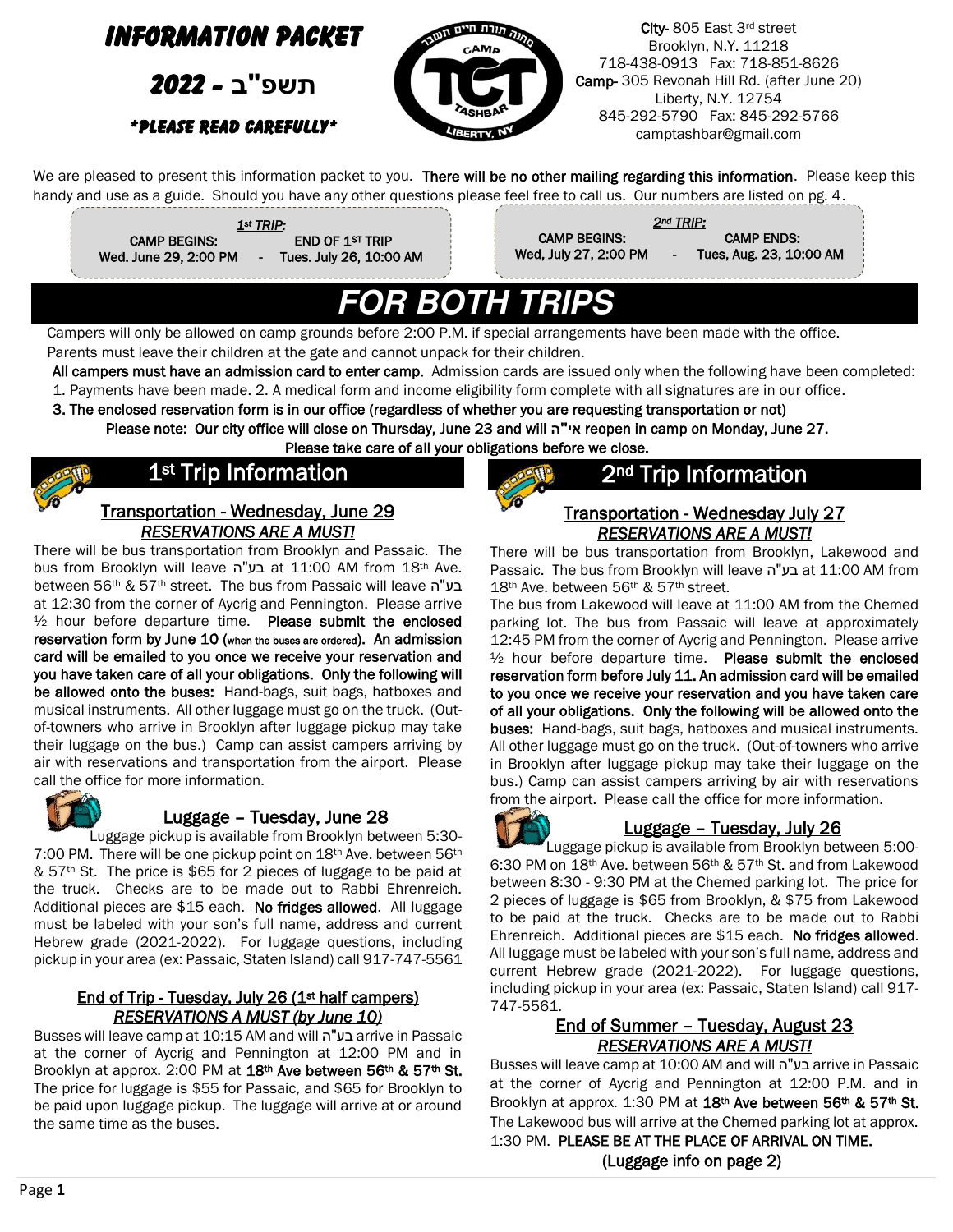# INFORMATION PACKET

## תשפ"ב - 2022

### *PLEASE READ CAREFULLY*

**City-** 805 East 3rd street
Brooklyn, N.Y. 11218
718-438-0913 Fax: 718-851-8626
**Camp-** 305 Revonah Hill Rd. (after June 20)
Liberty, N.Y. 12754
845-292-5790 Fax: 845-292-5766
camptashbar@gmail.com

We are pleased to present this information packet to you. **There will be no other mailing regarding this information**. Please keep this handy and use as a guide. Should you have any other questions please feel free to call us. Our numbers are listed on pg. 4.

*1st TRIP:*
CAMP BEGINS: Wed. June 29, 2:00 PM - END OF 1ST TRIP Tues. July 26, 10:00 AM

*2nd TRIP:*
CAMP BEGINS: Wed, July 27, 2:00 PM - CAMP ENDS: Tues, Aug. 23, 10:00 AM

# FOR BOTH TRIPS

Campers will only be allowed on camp grounds before 2:00 P.M. if special arrangements have been made with the office. Parents must leave their children at the gate and cannot unpack for their children.

**All campers must have an admission card to enter camp.** Admission cards are issued only when the following have been completed:
1. Payments have been made. 2. A medical form and income eligibility form complete with all signatures are in our office.
**3. The enclosed reservation form is in our office (regardless of whether you are requesting transportation or not)**

**Please note: Our city office will close on Thursday, June 23 and will אי"ה reopen in camp on Monday, June 27.**
**Please take care of all your obligations before we close.**

## 1st Trip Information

### Transportation - Wednesday, June 29
***RESERVATIONS ARE A MUST!***

There will be bus transportation from Brooklyn and Passaic. The bus from Brooklyn will leave בע"ה at 11:00 AM from 18th Ave. between 56th & 57th street. The bus from Passaic will leave בע"ה at 12:30 from the corner of Aycrig and Pennington. Please arrive ½ hour before departure time. **Please submit the enclosed reservation form by June 10 (when the buses are ordered). An admission card will be emailed to you once we receive your reservation and you have taken care of all your obligations. Only the following will be allowed onto the buses:** Hand-bags, suit bags, hatboxes and musical instruments. All other luggage must go on the truck. (Out-of-towners who arrive in Brooklyn after luggage pickup may take their luggage on the bus.) Camp can assist campers arriving by air with reservations and transportation from the airport. Please call the office for more information.

### Luggage – Tuesday, June 28

Luggage pickup is available from Brooklyn between 5:30-7:00 PM. There will be one pickup point on 18th Ave. between 56th & 57th St. The price is $65 for 2 pieces of luggage to be paid at the truck. Checks are to be made out to Rabbi Ehrenreich. Additional pieces are $15 each. **No fridges allowed**. All luggage must be labeled with your son's full name, address and current Hebrew grade (2021-2022). For luggage questions, including pickup in your area (ex: Passaic, Staten Island) call 917-747-5561

### End of Trip - Tuesday, July 26 (1st half campers)
***RESERVATIONS A MUST (by June 10)***

Busses will leave camp at 10:15 AM and will בע"ה arrive in Passaic at the corner of Aycrig and Pennington at 12:00 PM and in Brooklyn at approx. 2:00 PM at **18th Ave between 56th & 57th St.** The price for luggage is $55 for Passaic, and $65 for Brooklyn to be paid upon luggage pickup. The luggage will arrive at or around the same time as the buses.

## 2nd Trip Information

### Transportation - Wednesday July 27
***RESERVATIONS ARE A MUST!***

There will be bus transportation from Brooklyn, Lakewood and Passaic. The bus from Brooklyn will leave בע"ה at 11:00 AM from 18th Ave. between 56th & 57th street.

The bus from Lakewood will leave at 11:00 AM from the Chemed parking lot. The bus from Passaic will leave at approximately 12:45 PM from the corner of Aycrig and Pennington. Please arrive ½ hour before departure time. **Please submit the enclosed reservation form before July 11. An admission card will be emailed to you once we receive your reservation and you have taken care of all your obligations. Only the following will be allowed onto the buses:** Hand-bags, suit bags, hatboxes and musical instruments. All other luggage must go on the truck. (Out-of-towners who arrive in Brooklyn after luggage pickup may take their luggage on the bus.) Camp can assist campers arriving by air with reservations and transportation from the airport. Please call the office for more information.

### Luggage – Tuesday, July 26

Luggage pickup is available from Brooklyn between 5:00-6:30 PM on 18th Ave. between 56th & 57th St. and from Lakewood between 8:30 - 9:30 PM at the Chemed parking lot. The price for 2 pieces of luggage is $65 from Brooklyn, & $75 from Lakewood to be paid at the truck. Checks are to be made out to Rabbi Ehrenreich. Additional pieces are $15 each. **No fridges allowed**. All luggage must be labeled with your son's full name, address and current Hebrew grade (2021-2022). For luggage questions, including pickup in your area (ex: Passaic, Staten Island) call 917-747-5561.

### End of Summer – Tuesday, August 23
***RESERVATIONS ARE A MUST!***

Busses will leave camp at 10:00 AM and will בע"ה arrive in Passaic at the corner of Aycrig and Pennington at 12:00 P.M. and in Brooklyn at approx. 1:30 PM at **18th Ave between 56th & 57th St.** The Lakewood bus will arrive at the Chemed parking lot at approx. 1:30 PM. **PLEASE BE AT THE PLACE OF ARRIVAL ON TIME.**

**(Luggage info on page 2)**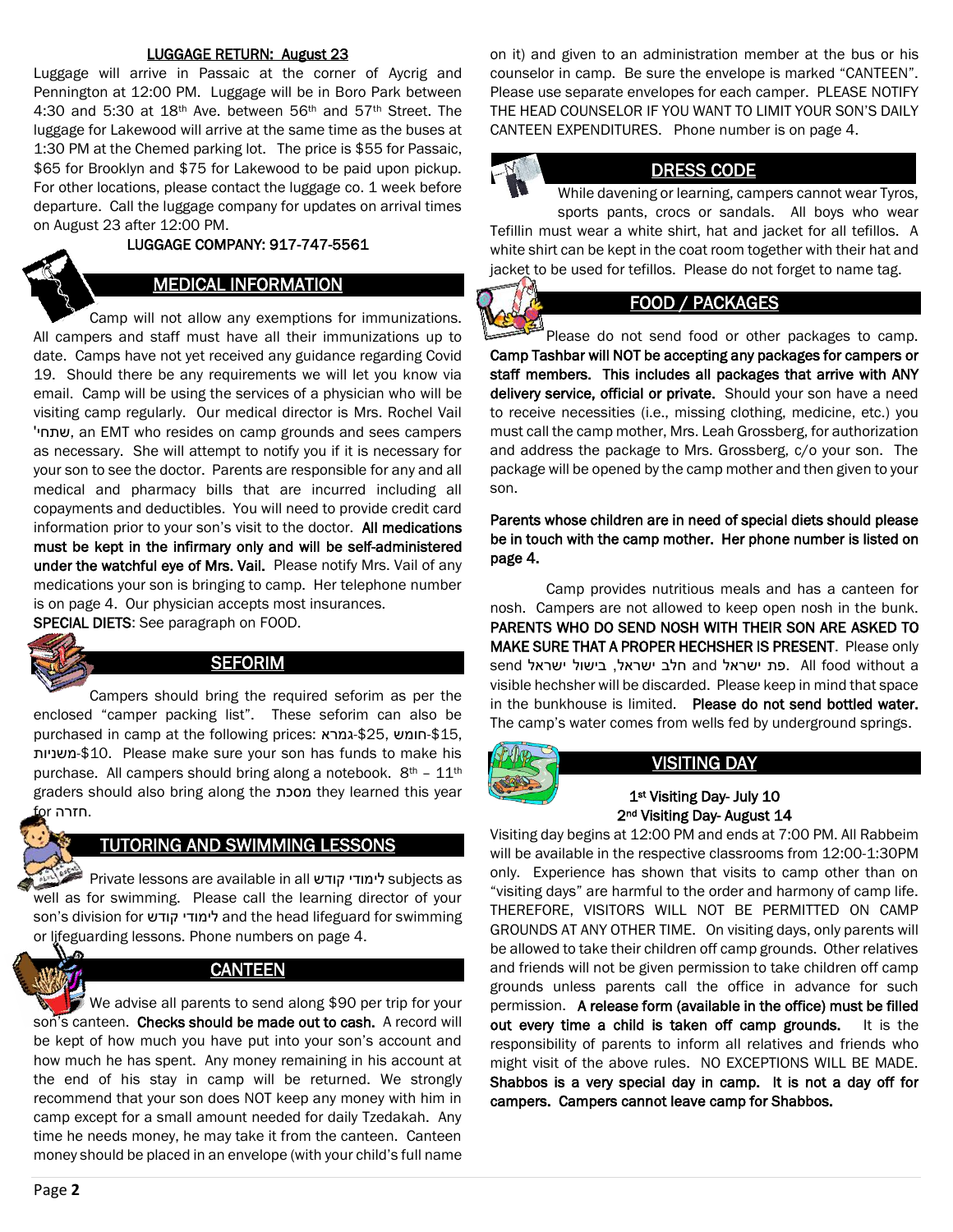## LUGGAGE RETURN: August 23

Luggage will arrive in Passaic at the corner of Aycrig and Pennington at 12:00 PM. Luggage will be in Boro Park between 4:30 and 5:30 at 18th Ave. between 56th and 57th Street. The luggage for Lakewood will arrive at the same time as the buses at 1:30 PM at the Chemed parking lot. The price is $55 for Passaic, $65 for Brooklyn and $75 for Lakewood to be paid upon pickup. For other locations, please contact the luggage co. 1 week before departure. Call the luggage company for updates on arrival times on August 23 after 12:00 PM.

**LUGGAGE COMPANY: 917-747-5561**

## MEDICAL INFORMATION

Camp will not allow any exemptions for immunizations. All campers and staff must have all their immunizations up to date. Camps have not yet received any guidance regarding Covid 19. Should there be any requirements we will let you know via email. Camp will be using the services of a physician who will be visiting camp regularly. Our medical director is Mrs. Rochel Vail שתחי', an EMT who resides on camp grounds and sees campers as necessary. She will attempt to notify you if it is necessary for your son to see the doctor. Parents are responsible for any and all medical and pharmacy bills that are incurred including all copayments and deductibles. You will need to provide credit card information prior to your son's visit to the doctor. **All medications must be kept in the infirmary only and will be self-administered under the watchful eye of Mrs. Vail.** Please notify Mrs. Vail of any medications your son is bringing to camp. Her telephone number is on page 4. Our physician accepts most insurances.

**SPECIAL DIETS**: See paragraph on FOOD.

## SEFORIM

Campers should bring the required seforim as per the enclosed "camper packing list". These seforim can also be purchased in camp at the following prices: גמרא-$25, חומש-$15, משניות-$10. Please make sure your son has funds to make his purchase. All campers should bring along a notebook. 8th – 11th graders should also bring along the מסכת they learned this year for חזרה.

## TUTORING AND SWIMMING LESSONS

Private lessons are available in all לימודי קודש subjects as well as for swimming. Please call the learning director of your son's division for לימודי קודש and the head lifeguard for swimming or lifeguarding lessons. Phone numbers on page 4.

## CANTEEN

We advise all parents to send along $90 per trip for your son's canteen. **Checks should be made out to cash.** A record will be kept of how much you have put into your son's account and how much he has spent. Any money remaining in his account at the end of his stay in camp will be returned. We strongly recommend that your son does NOT keep any money with him in camp except for a small amount needed for daily Tzedakah. Any time he needs money, he may take it from the canteen. Canteen money should be placed in an envelope (with your child's full name on it) and given to an administration member at the bus or his counselor in camp. Be sure the envelope is marked "CANTEEN". Please use separate envelopes for each camper. PLEASE NOTIFY THE HEAD COUNSELOR IF YOU WANT TO LIMIT YOUR SON'S DAILY CANTEEN EXPENDITURES. Phone number is on page 4.

## DRESS CODE

While davening or learning, campers cannot wear Tyros, sports pants, crocs or sandals. All boys who wear Tefillin must wear a white shirt, hat and jacket for all tefillos. A white shirt can be kept in the coat room together with their hat and jacket to be used for tefillos. Please do not forget to name tag.

## FOOD / PACKAGES

Please do not send food or other packages to camp. **Camp Tashbar will NOT be accepting any packages for campers or staff members. This includes all packages that arrive with ANY delivery service, official or private.** Should your son have a need to receive necessities (i.e., missing clothing, medicine, etc.) you must call the camp mother, Mrs. Leah Grossberg, for authorization and address the package to Mrs. Grossberg, c/o your son. The package will be opened by the camp mother and then given to your son.

**Parents whose children are in need of special diets should please be in touch with the camp mother. Her phone number is listed on page 4.**

Camp provides nutritious meals and has a canteen for nosh. Campers are not allowed to keep open nosh in the bunk. **PARENTS WHO DO SEND NOSH WITH THEIR SON ARE ASKED TO MAKE SURE THAT A PROPER HECHSHER IS PRESENT.** Please only send חלב ישראל, בישול ישראל and פת ישראל. All food without a visible hechsher will be discarded. Please keep in mind that space in the bunkhouse is limited. **Please do not send bottled water.** The camp's water comes from wells fed by underground springs.

## VISITING DAY

**1st Visiting Day- July 10**
**2nd Visiting Day- August 14**

Visiting day begins at 12:00 PM and ends at 7:00 PM. All Rabbeim will be available in the respective classrooms from 12:00-1:30PM only. Experience has shown that visits to camp other than on "visiting days" are harmful to the order and harmony of camp life. THEREFORE, VISITORS WILL NOT BE PERMITTED ON CAMP GROUNDS AT ANY OTHER TIME. On visiting days, only parents will be allowed to take their children off camp grounds. Other relatives and friends will not be given permission to take children off camp grounds unless parents call the office in advance for such permission. **A release form (available in the office) must be filled out every time a child is taken off camp grounds.** It is the responsibility of parents to inform all relatives and friends who might visit of the above rules. NO EXCEPTIONS WILL BE MADE. **Shabbos is a very special day in camp. It is not a day off for campers. Campers cannot leave camp for Shabbos.**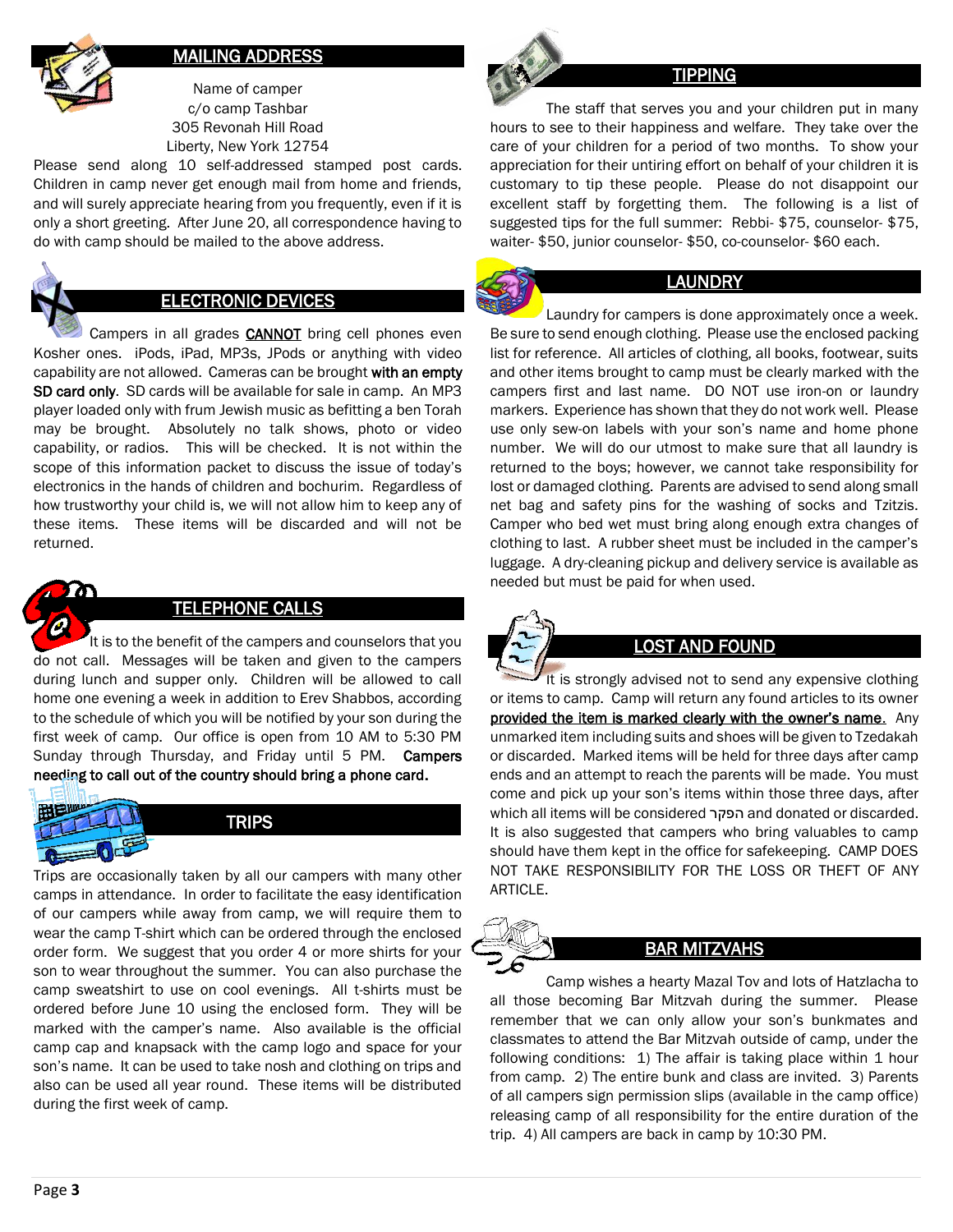## MAILING ADDRESS

Name of camper
c/o camp Tashbar
305 Revonah Hill Road
Liberty, New York 12754

Please send along 10 self-addressed stamped post cards. Children in camp never get enough mail from home and friends, and will surely appreciate hearing from you frequently, even if it is only a short greeting. After June 20, all correspondence having to do with camp should be mailed to the above address.

## ELECTRONIC DEVICES

Campers in all grades <u>CANNOT</u> bring cell phones even Kosher ones. iPods, iPad, MP3s, JPods or anything with video capability are not allowed. Cameras can be brought **with an empty SD card only**. SD cards will be available for sale in camp. An MP3 player loaded only with frum Jewish music as befitting a ben Torah may be brought. Absolutely no talk shows, photo or video capability, or radios. This will be checked. It is not within the scope of this information packet to discuss the issue of today's electronics in the hands of children and bochurim. Regardless of how trustworthy your child is, we will not allow him to keep any of these items. These items will be discarded and will not be returned.

## TELEPHONE CALLS

It is to the benefit of the campers and counselors that you do not call. Messages will be taken and given to the campers during lunch and supper only. Children will be allowed to call home one evening a week in addition to Erev Shabbos, according to the schedule of which you will be notified by your son during the first week of camp. Our office is open from 10 AM to 5:30 PM Sunday through Thursday, and Friday until 5 PM. **Campers needing to call out of the country should bring a phone card.**

## TRIPS

Trips are occasionally taken by all our campers with many other camps in attendance. In order to facilitate the easy identification of our campers while away from camp, we will require them to wear the camp T-shirt which can be ordered through the enclosed order form. We suggest that you order 4 or more shirts for your son to wear throughout the summer. You can also purchase the camp sweatshirt to use on cool evenings. All t-shirts must be ordered before June 10 using the enclosed form. They will be marked with the camper's name. Also available is the official camp cap and knapsack with the camp logo and space for your son's name. It can be used to take nosh and clothing on trips and also can be used all year round. These items will be distributed during the first week of camp.

## TIPPING

The staff that serves you and your children put in many hours to see to their happiness and welfare. They take over the care of your children for a period of two months. To show your appreciation for their untiring effort on behalf of your children it is customary to tip these people. Please do not disappoint our excellent staff by forgetting them. The following is a list of suggested tips for the full summer: Rebbi- $75, counselor- $75, waiter- $50, junior counselor- $50, co-counselor- $60 each.

## LAUNDRY

Laundry for campers is done approximately once a week. Be sure to send enough clothing. Please use the enclosed packing list for reference. All articles of clothing, all books, footwear, suits and other items brought to camp must be clearly marked with the campers first and last name. DO NOT use iron-on or laundry markers. Experience has shown that they do not work well. Please use only sew-on labels with your son's name and home phone number. We will do our utmost to make sure that all laundry is returned to the boys; however, we cannot take responsibility for lost or damaged clothing. Parents are advised to send along small net bag and safety pins for the washing of socks and Tzitzis. Camper who bed wet must bring along enough extra changes of clothing to last. A rubber sheet must be included in the camper's luggage. A dry-cleaning pickup and delivery service is available as needed but must be paid for when used.

## LOST AND FOUND

It is strongly advised not to send any expensive clothing or items to camp. Camp will return any found articles to its owner **<u>provided the item is marked clearly with the owner's name</u>**. Any unmarked item including suits and shoes will be given to Tzedakah or discarded. Marked items will be held for three days after camp ends and an attempt to reach the parents will be made. You must come and pick up your son's items within those three days, after which all items will be considered הפקר and donated or discarded. It is also suggested that campers who bring valuables to camp should have them kept in the office for safekeeping. CAMP DOES NOT TAKE RESPONSIBILITY FOR THE LOSS OR THEFT OF ANY ARTICLE.

## BAR MITZVAHS

Camp wishes a hearty Mazal Tov and lots of Hatzlacha to all those becoming Bar Mitzvah during the summer. Please remember that we can only allow your son's bunkmates and classmates to attend the Bar Mitzvah outside of camp, under the following conditions: 1) The affair is taking place within 1 hour from camp. 2) The entire bunk and class are invited. 3) Parents of all campers sign permission slips (available in the camp office) releasing camp of all responsibility for the entire duration of the trip. 4) All campers are back in camp by 10:30 PM.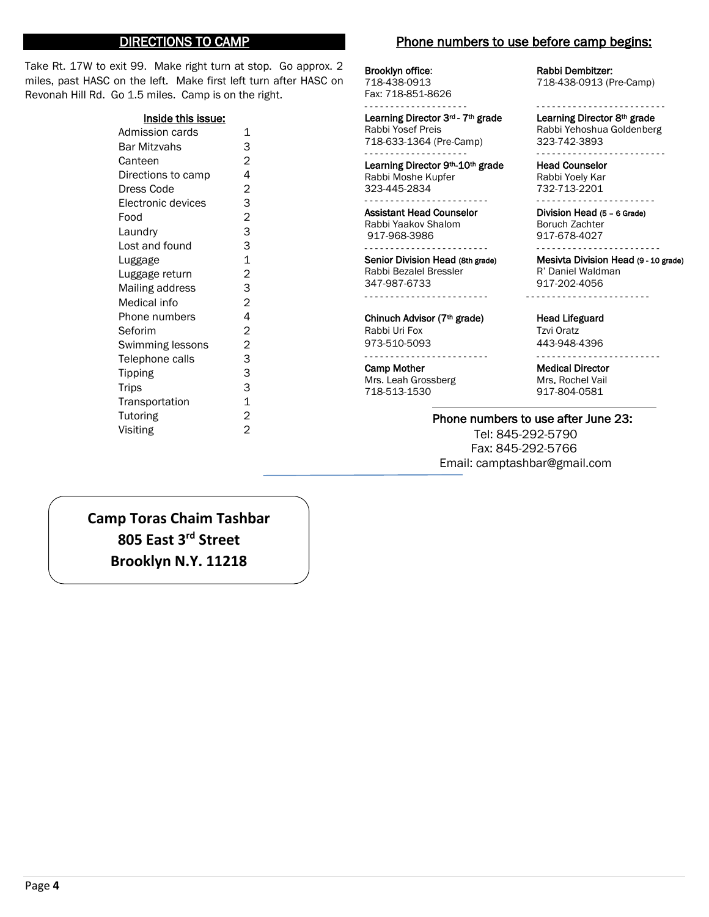## DIRECTIONS TO CAMP

Take Rt. 17W to exit 99. Make right turn at stop. Go approx. 2 miles, past HASC on the left. Make first left turn after HASC on Revonah Hill Rd. Go 1.5 miles. Camp is on the right.

### Inside this issue:

| | |
|---|---|
| Admission cards | 1 |
| Bar Mitzvahs | 3 |
| Canteen | 2 |
| Directions to camp | 4 |
| Dress Code | 2 |
| Electronic devices | 3 |
| Food | 2 |
| Laundry | 3 |
| Lost and found | 3 |
| Luggage | 1 |
| Luggage return | 2 |
| Mailing address | 3 |
| Medical info | 2 |
| Phone numbers | 4 |
| Seforim | 2 |
| Swimming lessons | 2 |
| Telephone calls | 3 |
| Tipping | 3 |
| Trips | 3 |
| Transportation | 1 |
| Tutoring | 2 |
| Visiting | 2 |

## Phone numbers to use before camp begins:

**Brooklyn office**:
718-438-0913
Fax: 718-851-8626

**Rabbi Dembitzer:**
718-438-0913 (Pre-Camp)

**Learning Director 3rd - 7th grade**
Rabbi Yosef Preis
718-633-1364 (Pre-Camp)

**Learning Director 8th grade**
Rabbi Yehoshua Goldenberg
323-742-3893

**Learning Director 9th-10th grade**
Rabbi Moshe Kupfer
323-445-2834

**Head Counselor**
Rabbi Yoely Kar
732-713-2201

**Assistant Head Counselor**
Rabbi Yaakov Shalom
917-968-3986

**Division Head (5 – 6 Grade)**
Boruch Zachter
917-678-4027

**Senior Division Head (8th grade)**
Rabbi Bezalel Bressler
347-987-6733

**Mesivta Division Head (9 - 10 grade)**
R' Daniel Waldman
917-202-4056

**Chinuch Advisor (7th grade)**
Rabbi Uri Fox
973-510-5093

**Head Lifeguard**
Tzvi Oratz
443-948-4396

**Camp Mother**
Mrs. Leah Grossberg
718-513-1530

**Medical Director**
Mrs. Rochel Vail
917-804-0581

**Phone numbers to use after June 23:**
Tel: 845-292-5790
Fax: 845-292-5766
Email: camptashbar@gmail.com

**Camp Toras Chaim Tashbar**
**805 East 3rd Street**
**Brooklyn N.Y. 11218**